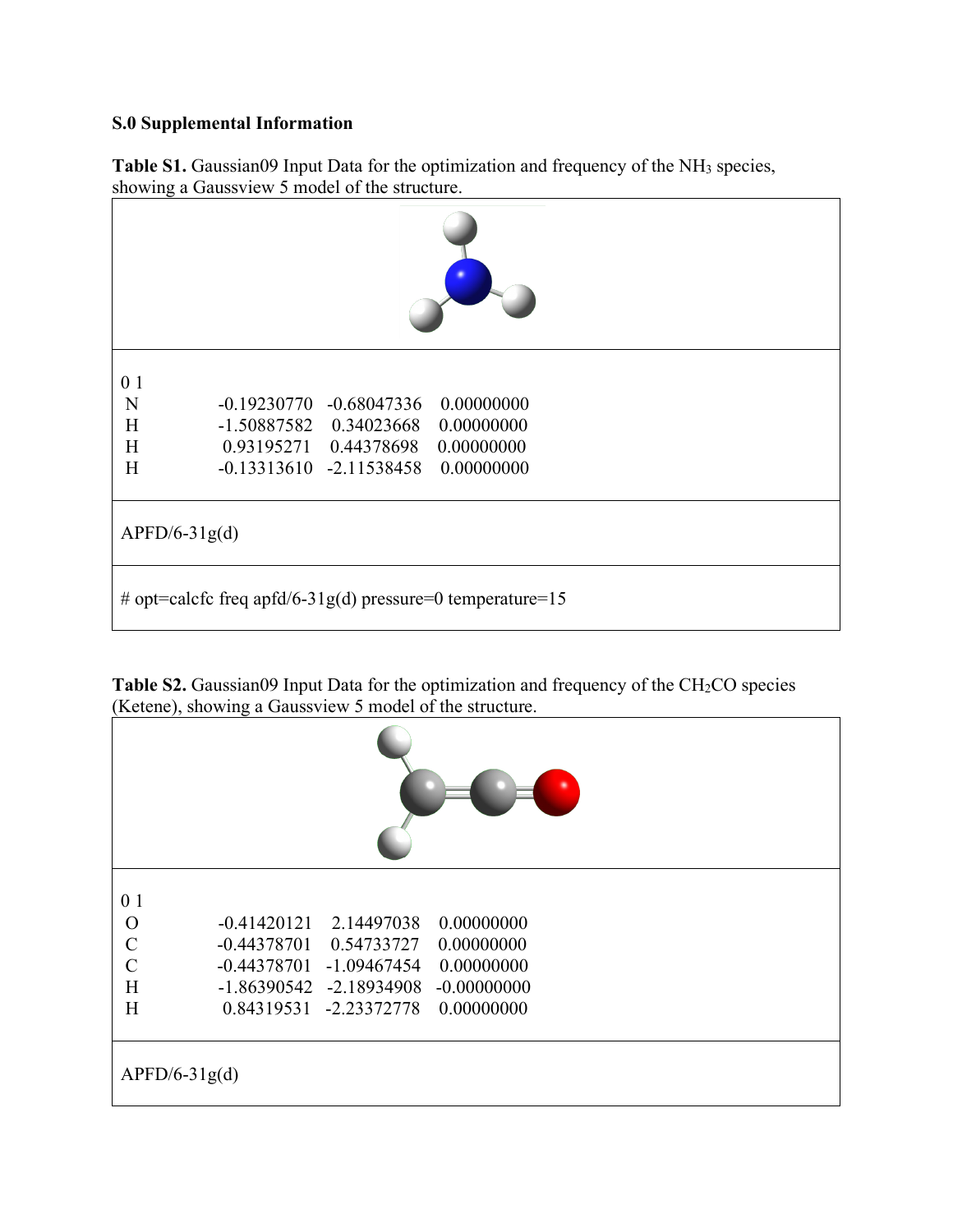**S.0 Supplemental Information**

**Table S1.** Gaussian09 Input Data for the optimization and frequency of the $NH_3$ species, showing a Gaussview 5 model of the structure.

```
0 1
N        -0.19230770   -0.68047336    0.00000000
H        -1.50887582    0.34023668    0.00000000
H         0.93195271    0.44378698    0.00000000
H        -0.13313610   -2.11538458    0.00000000
```

APFD/6-31g(d)

```
# opt=calcfc freq apfd/6-31g(d) pressure=0 temperature=15
```

**Table S2.** Gaussian09 Input Data for the optimization and frequency of the $CH_2CO$ species (Ketene), showing a Gaussview 5 model of the structure.

```
0 1
O        -0.41420121    2.14497038    0.00000000
C        -0.44378701    0.54733727    0.00000000
C        -0.44378701   -1.09467454    0.00000000
H        -1.86390542   -2.18934908   -0.00000000
H         0.84319531   -2.23372778    0.00000000
```

APFD/6-31g(d)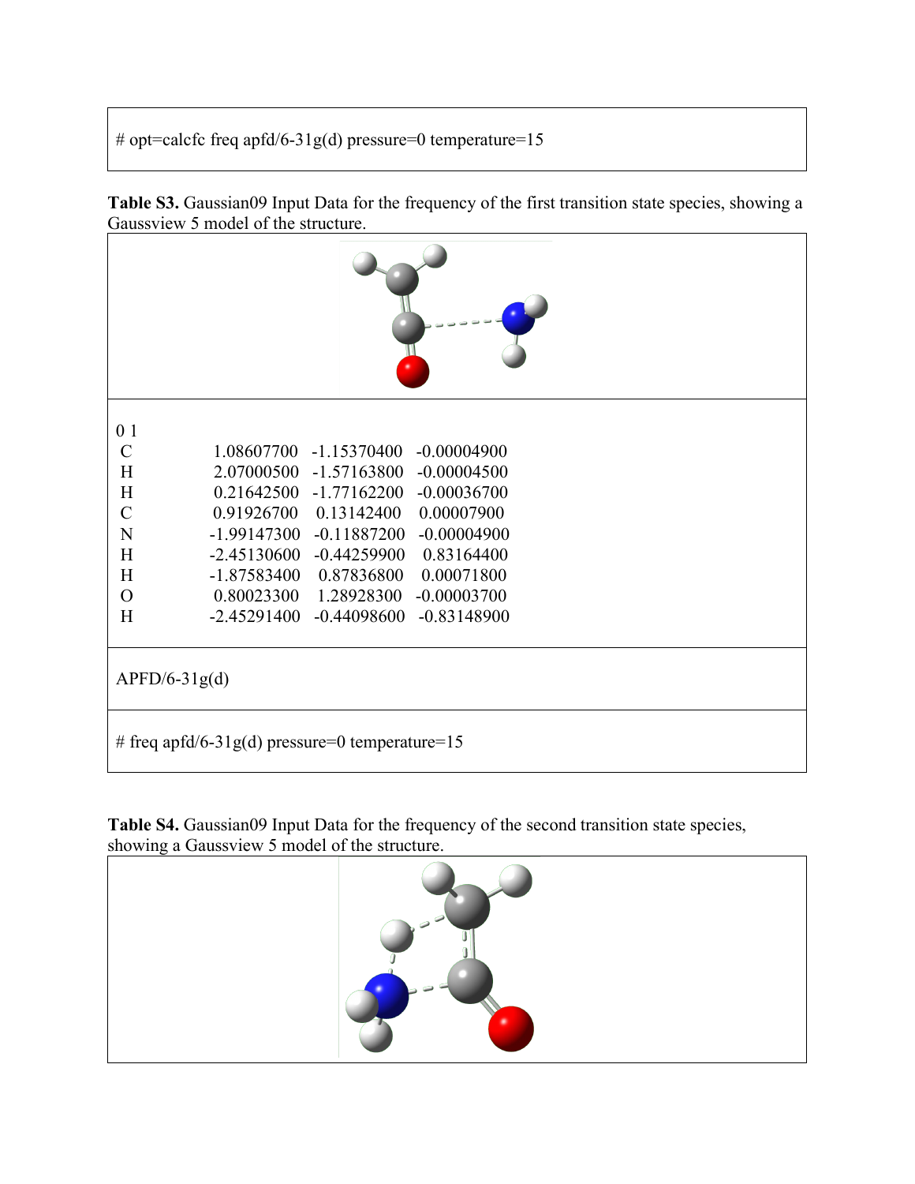```
# opt=calcfc freq apfd/6-31g(d) pressure=0 temperature=15
```

**Table S3.** Gaussian09 Input Data for the frequency of the first transition state species, showing a Gaussview 5 model of the structure.

```
0 1
C     1.08607700   -1.15370400   -0.00004900
H     2.07000500   -1.57163800   -0.00004500
H     0.21642500   -1.77162200   -0.00036700
C     0.91926700    0.13142400    0.00007900
N    -1.99147300   -0.11887200   -0.00004900
H    -2.45130600   -0.44259900    0.83164400
H    -1.87583400    0.87836800    0.00071800
O     0.80023300    1.28928300   -0.00003700
H    -2.45291400   -0.44098600   -0.83148900
```

APFD/6-31g(d)

```
# freq apfd/6-31g(d) pressure=0 temperature=15
```

**Table S4.** Gaussian09 Input Data for the frequency of the second transition state species, showing a Gaussview 5 model of the structure.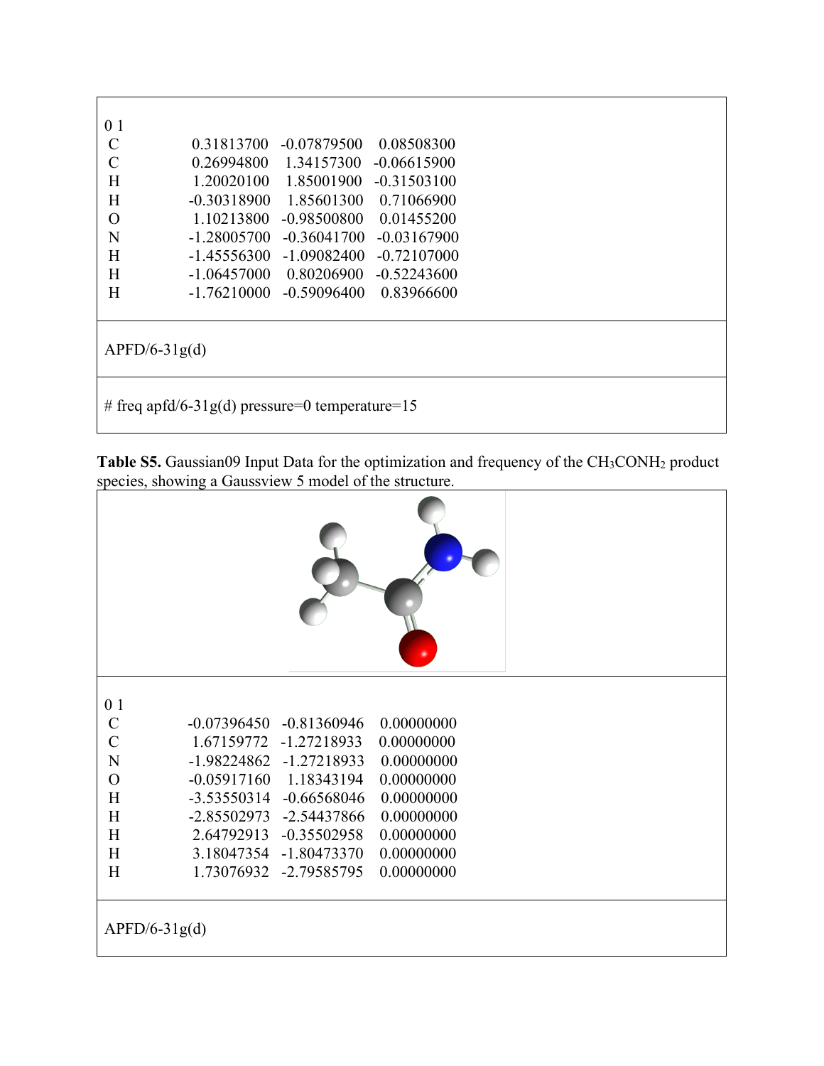| 0 1 | | | |
|---|---|---|---|
| C | 0.31813700 | -0.07879500 | 0.08508300 |
| C | 0.26994800 | 1.34157300 | -0.06615900 |
| H | 1.20020100 | 1.85001900 | -0.31503100 |
| H | -0.30318900 | 1.85601300 | 0.71066900 |
| O | 1.10213800 | -0.98500800 | 0.01455200 |
| N | -1.28005700 | -0.36041700 | -0.03167900 |
| H | -1.45556300 | -1.09082400 | -0.72107000 |
| H | -1.06457000 | 0.80206900 | -0.52243600 |
| H | -1.76210000 | -0.59096400 | 0.83966600 |

APFD/6-31g(d)

```
# freq apfd/6-31g(d) pressure=0 temperature=15
```

**Table S5.** Gaussian09 Input Data for the optimization and frequency of the $CH_3CONH_2$ product species, showing a Gaussview 5 model of the structure.

| 0 1 | | | |
|---|---|---|---|
| C | -0.07396450 | -0.81360946 | 0.00000000 |
| C | 1.67159772 | -1.27218933 | 0.00000000 |
| N | -1.98224862 | -1.27218933 | 0.00000000 |
| O | -0.05917160 | 1.18343194 | 0.00000000 |
| H | -3.53550314 | -0.66568046 | 0.00000000 |
| H | -2.85502973 | -2.54437866 | 0.00000000 |
| H | 2.64792913 | -0.35502958 | 0.00000000 |
| H | 3.18047354 | -1.80473370 | 0.00000000 |
| H | 1.73076932 | -2.79585795 | 0.00000000 |

APFD/6-31g(d)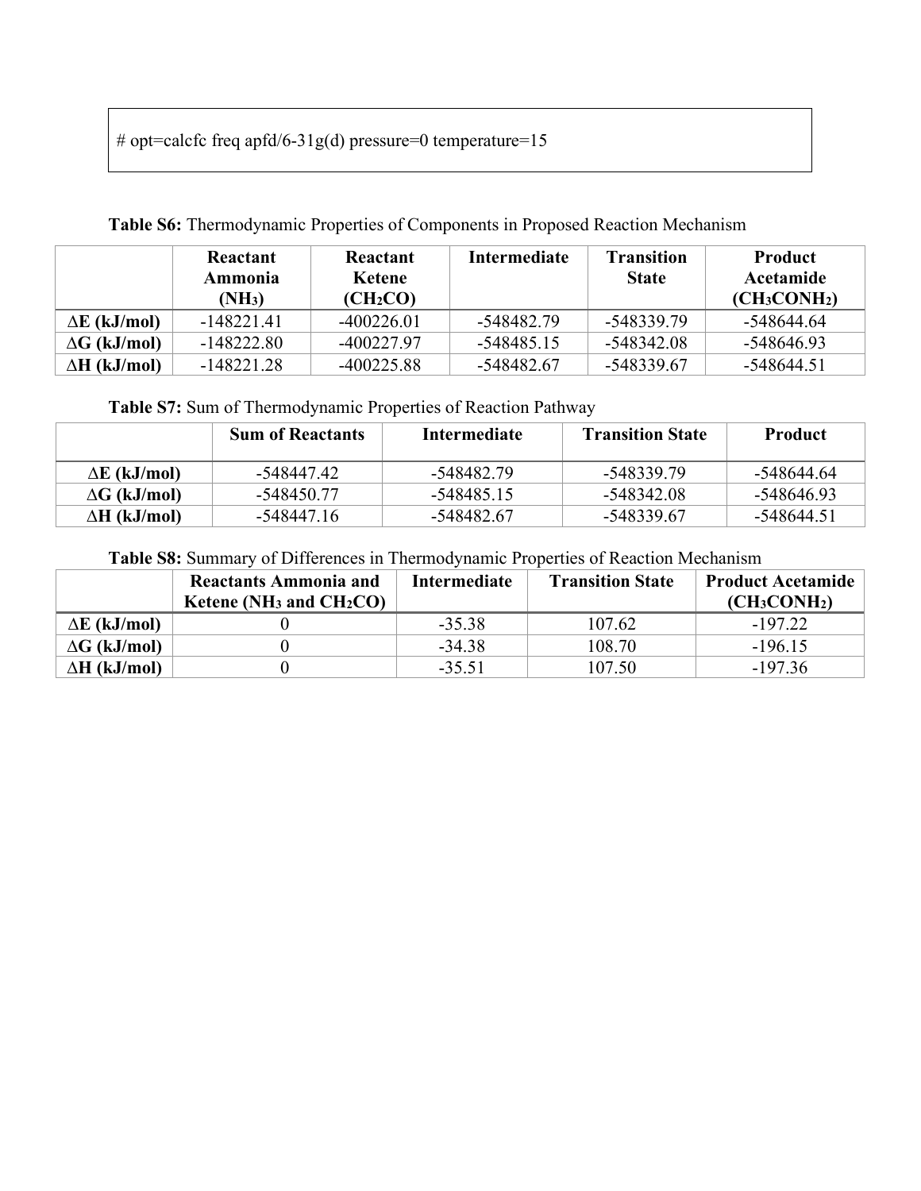```
# opt=calcfc freq apfd/6-31g(d) pressure=0 temperature=15
```

**Table S6:** Thermodynamic Properties of Components in Proposed Reaction Mechanism

| | Reactant Ammonia ($NH_3$) | Reactant Ketene ($CH_2CO$) | Intermediate | Transition State | Product Acetamide ($CH_3CONH_2$) |
|---|---|---|---|---|---|
| **ΔE (kJ/mol)** | -148221.41 | -400226.01 | -548482.79 | -548339.79 | -548644.64 |
| **ΔG (kJ/mol)** | -148222.80 | -400227.97 | -548485.15 | -548342.08 | -548646.93 |
| **ΔH (kJ/mol)** | -148221.28 | -400225.88 | -548482.67 | -548339.67 | -548644.51 |

**Table S7:** Sum of Thermodynamic Properties of Reaction Pathway

| | Sum of Reactants | Intermediate | Transition State | Product |
|---|---|---|---|---|
| **ΔE (kJ/mol)** | -548447.42 | -548482.79 | -548339.79 | -548644.64 |
| **ΔG (kJ/mol)** | -548450.77 | -548485.15 | -548342.08 | -548646.93 |
| **ΔH (kJ/mol)** | -548447.16 | -548482.67 | -548339.67 | -548644.51 |

**Table S8:** Summary of Differences in Thermodynamic Properties of Reaction Mechanism

| | Reactants Ammonia and Ketene ($NH_3$ and $CH_2CO$) | Intermediate | Transition State | Product Acetamide ($CH_3CONH_2$) |
|---|---|---|---|---|
| **ΔE (kJ/mol)** | 0 | -35.38 | 107.62 | -197.22 |
| **ΔG (kJ/mol)** | 0 | -34.38 | 108.70 | -196.15 |
| **ΔH (kJ/mol)** | 0 | -35.51 | 107.50 | -197.36 |